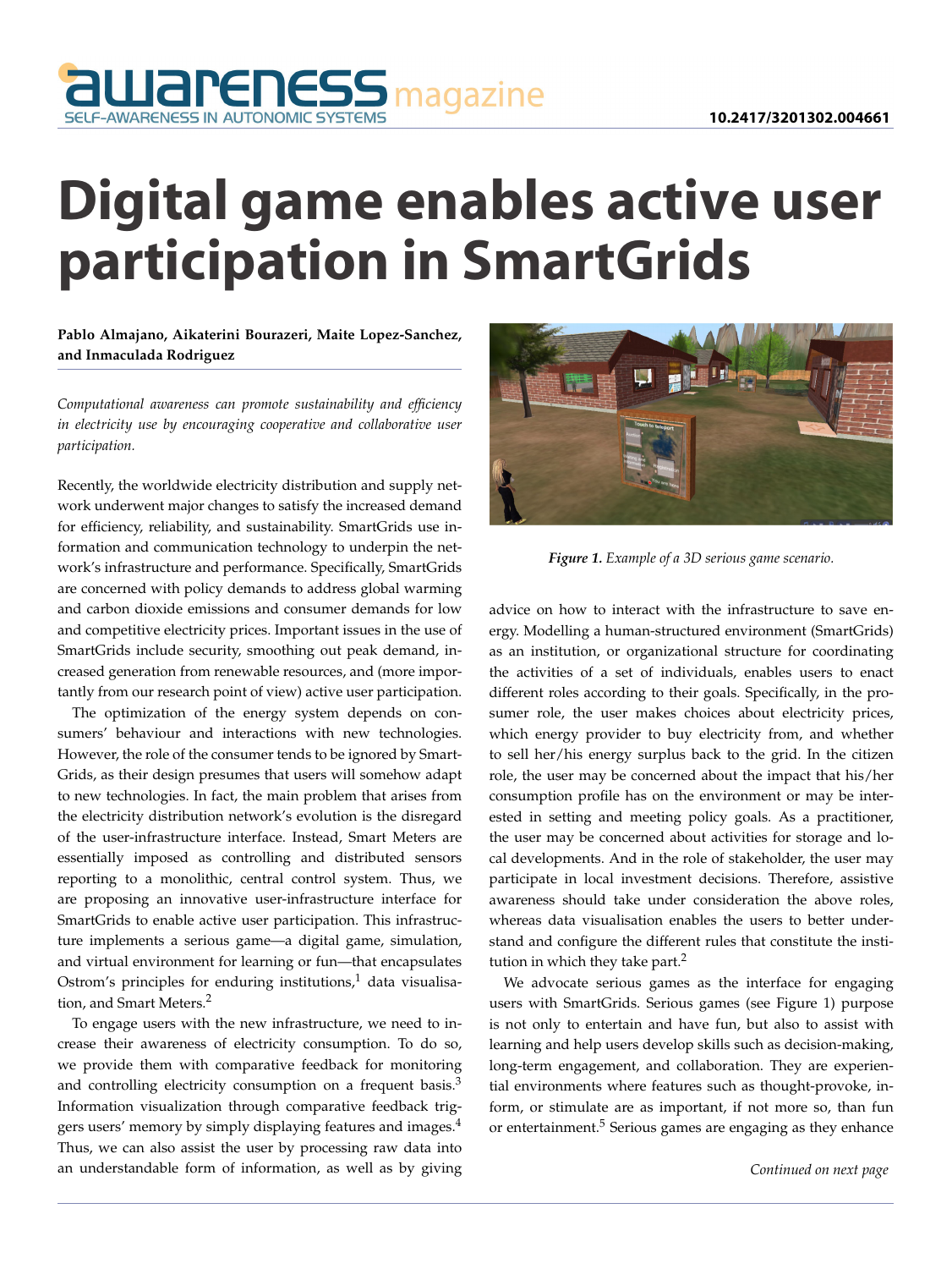# Digital game enables active user participation in SmartGrids

**Pablo Almajano, Aikaterini Bourazeri, Maite Lopez-Sanchez, and Inmaculada Rodriguez**

*Computational awareness can promote sustainability and efficiency in electricity use by encouraging cooperative and collaborative user participation.*

Recently, the worldwide electricity distribution and supply network underwent major changes to satisfy the increased demand for efficiency, reliability, and sustainability. SmartGrids use information and communication technology to underpin the network's infrastructure and performance. Specifically, SmartGrids are concerned with policy demands to address global warming and carbon dioxide emissions and consumer demands for low and competitive electricity prices. Important issues in the use of SmartGrids include security, smoothing out peak demand, increased generation from renewable resources, and (more importantly from our research point of view) active user participation.

The optimization of the energy system depends on consumers' behaviour and interactions with new technologies. However, the role of the consumer tends to be ignored by SmartGrids, as their design presumes that users will somehow adapt to new technologies. In fact, the main problem that arises from the electricity distribution network's evolution is the disregard of the user-infrastructure interface. Instead, Smart Meters are essentially imposed as controlling and distributed sensors reporting to a monolithic, central control system. Thus, we are proposing an innovative user-infrastructure interface for SmartGrids to enable active user participation. This infrastructure implements a serious game—a digital game, simulation, and virtual environment for learning or fun—that encapsulates Ostrom's principles for enduring institutions,[1] data visualisation, and Smart Meters.[2]

To engage users with the new infrastructure, we need to increase their awareness of electricity consumption. To do so, we provide them with comparative feedback for monitoring and controlling electricity consumption on a frequent basis.[3] Information visualization through comparative feedback triggers users' memory by simply displaying features and images.[4] Thus, we can also assist the user by processing raw data into an understandable form of information, as well as by giving advice on how to interact with the infrastructure to save energy. Modelling a human-structured environment (SmartGrids) as an institution, or organizational structure for coordinating the activities of a set of individuals, enables users to enact different roles according to their goals. Specifically, in the prosumer role, the user makes choices about electricity prices, which energy provider to buy electricity from, and whether to sell her/his energy surplus back to the grid. In the citizen role, the user may be concerned about the impact that his/her consumption profile has on the environment or may be interested in setting and meeting policy goals. As a practitioner, the user may be concerned about activities for storage and local developments. And in the role of stakeholder, the user may participate in local investment decisions. Therefore, assistive awareness should take under consideration the above roles, whereas data visualisation enables the users to better understand and configure the different rules that constitute the institution in which they take part.[2]

*Figure 1. Example of a 3D serious game scenario.*

We advocate serious games as the interface for engaging users with SmartGrids. Serious games (see Figure 1) purpose is not only to entertain and have fun, but also to assist with learning and help users develop skills such as decision-making, long-term engagement, and collaboration. They are experiential environments where features such as thought-provoke, inform, or stimulate are as important, if not more so, than fun or entertainment.[5] Serious games are engaging as they enhance

*Continued on next page*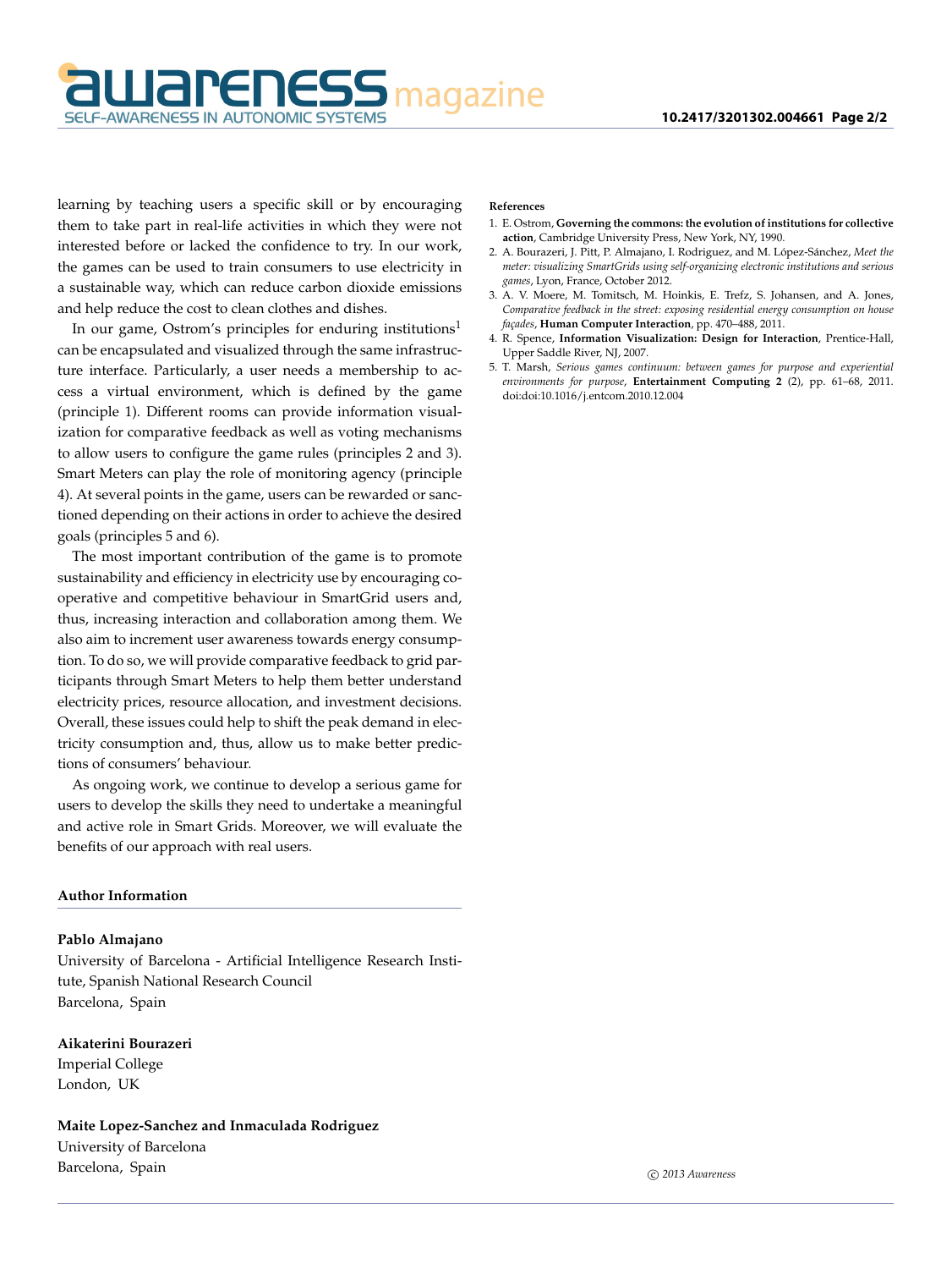learning by teaching users a specific skill or by encouraging them to take part in real-life activities in which they were not interested before or lacked the confidence to try. In our work, the games can be used to train consumers to use electricity in a sustainable way, which can reduce carbon dioxide emissions and help reduce the cost to clean clothes and dishes.

In our game, Ostrom's principles for enduring institutions[1] can be encapsulated and visualized through the same infrastructure interface. Particularly, a user needs a membership to access a virtual environment, which is defined by the game (principle 1). Different rooms can provide information visualization for comparative feedback as well as voting mechanisms to allow users to configure the game rules (principles 2 and 3). Smart Meters can play the role of monitoring agency (principle 4). At several points in the game, users can be rewarded or sanctioned depending on their actions in order to achieve the desired goals (principles 5 and 6).

The most important contribution of the game is to promote sustainability and efficiency in electricity use by encouraging cooperative and competitive behaviour in SmartGrid users and, thus, increasing interaction and collaboration among them. We also aim to increment user awareness towards energy consumption. To do so, we will provide comparative feedback to grid participants through Smart Meters to help them better understand electricity prices, resource allocation, and investment decisions. Overall, these issues could help to shift the peak demand in electricity consumption and, thus, allow us to make better predictions of consumers' behaviour.

As ongoing work, we continue to develop a serious game for users to develop the skills they need to undertake a meaningful and active role in Smart Grids. Moreover, we will evaluate the benefits of our approach with real users.

### Author Information

**Pablo Almajano**
University of Barcelona - Artificial Intelligence Research Institute, Spanish National Research Council
Barcelona, Spain

**Aikaterini Bourazeri**
Imperial College
London, UK

**Maite Lopez-Sanchez and Inmaculada Rodriguez**
University of Barcelona
Barcelona, Spain

### References

1. E. Ostrom, **Governing the commons: the evolution of institutions for collective action**, Cambridge University Press, New York, NY, 1990.
2. A. Bourazeri, J. Pitt, P. Almajano, I. Rodriguez, and M. López-Sánchez, *Meet the meter: visualizing SmartGrids using self-organizing electronic institutions and serious games*, Lyon, France, October 2012.
3. A. V. Moere, M. Tomitsch, M. Hoinkis, E. Trefz, S. Johansen, and A. Jones, *Comparative feedback in the street: exposing residential energy consumption on house façades*, **Human Computer Interaction**, pp. 470–488, 2011.
4. R. Spence, **Information Visualization: Design for Interaction**, Prentice-Hall, Upper Saddle River, NJ, 2007.
5. T. Marsh, *Serious games continuum: between games for purpose and experiential environments for purpose*, **Entertainment Computing 2** (2), pp. 61–68, 2011. doi:doi:10.1016/j.entcom.2010.12.004

© 2013 Awareness